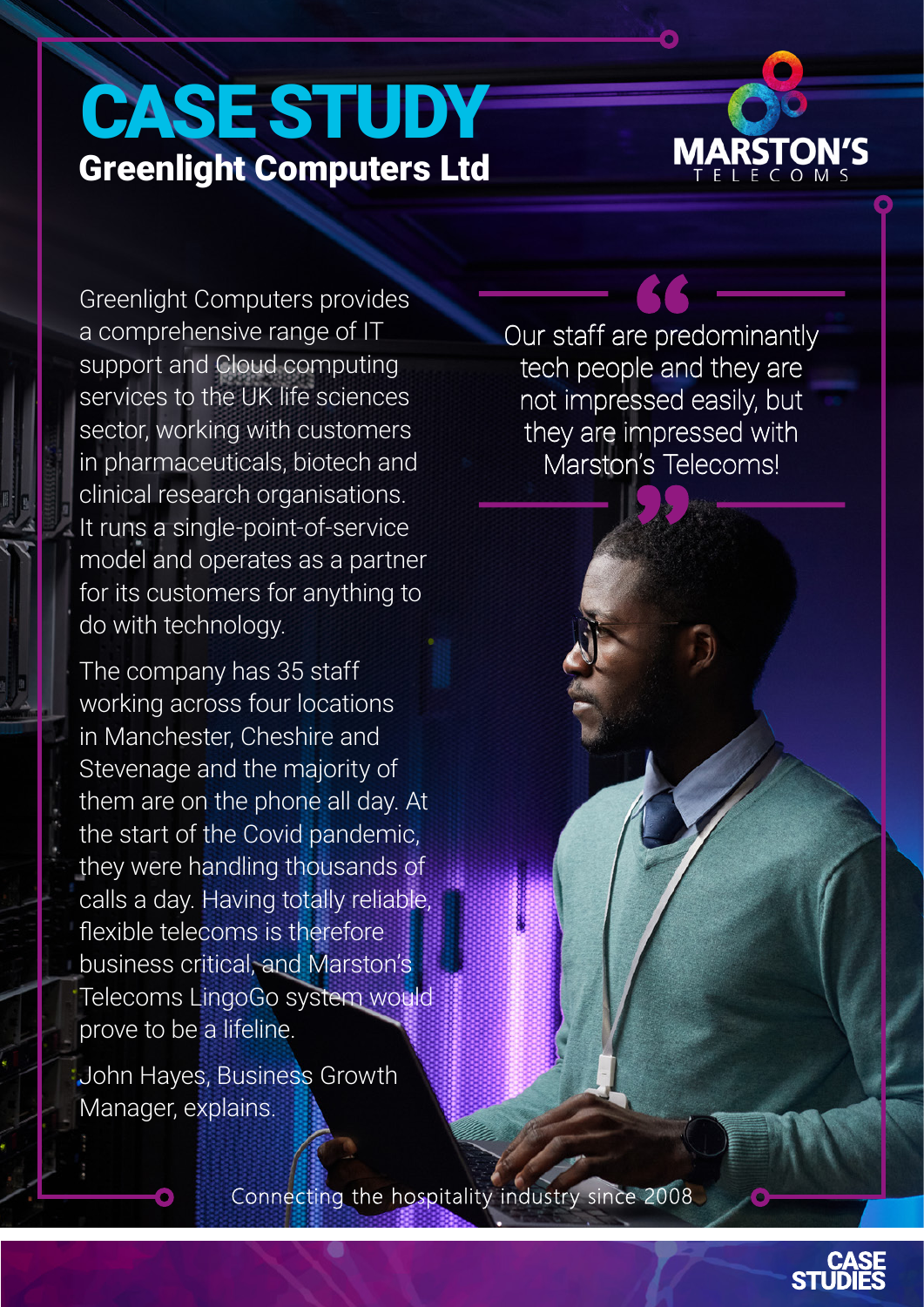# CASE STUDY

## Greenlight Computers Ltd

MARSTON'S TELECOMS

Greenlight Computers provides a comprehensive range of IT support and Cloud computing services to the UK life sciences sector, working with customers in pharmaceuticals, biotech and clinical research organisations. It runs a single-point-of-service model and operates as a partner for its customers for anything to do with technology.

The company has 35 staff working across four locations in Manchester, Cheshire and Stevenage and the majority of them are on the phone all day. At the start of the Covid pandemic, they were handling thousands of calls a day. Having totally reliable, flexible telecoms is therefore business critical, and Marston's Telecoms LingoGo system would prove to be a lifeline.

John Hayes, Business Growth Manager, explains.

> "Our staff are predominantly tech people and they are not impressed easily, but they are impressed with Marston's Telecoms!"

Connecting the hospitality industry since 2008

CASE STUDIES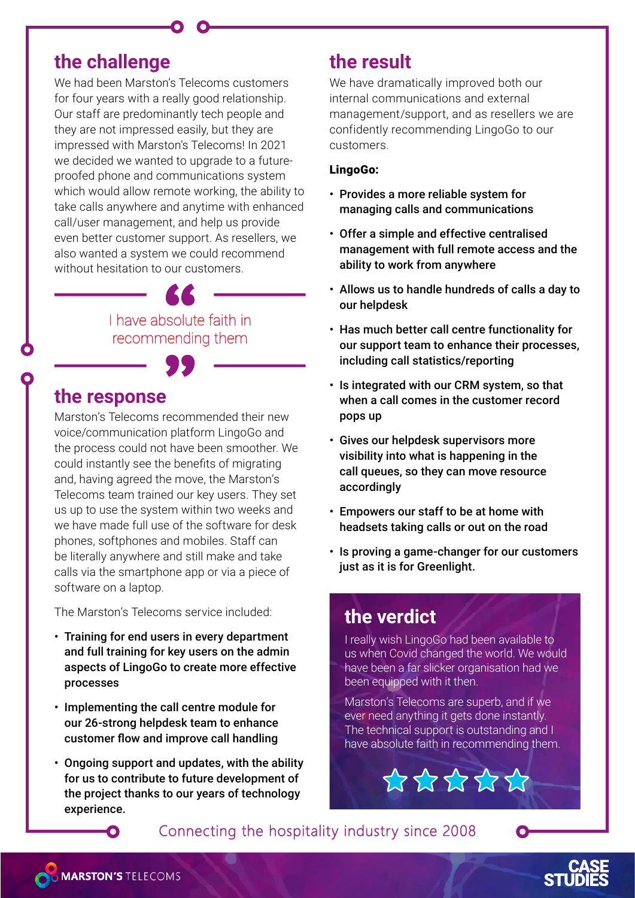## the challenge

We had been Marston's Telecoms customers for four years with a really good relationship. Our staff are predominantly tech people and they are not impressed easily, but they are impressed with Marston's Telecoms! In 2021 we decided we wanted to upgrade to a future-proofed phone and communications system which would allow remote working, the ability to take calls anywhere and anytime with enhanced call/user management, and help us provide even better customer support. As resellers, we also wanted a system we could recommend without hesitation to our customers.

> I have absolute faith in recommending them

## the response

Marston's Telecoms recommended their new voice/communication platform LingoGo and the process could not have been smoother. We could instantly see the benefits of migrating and, having agreed the move, the Marston's Telecoms team trained our key users. They set us up to use the system within two weeks and we have made full use of the software for desk phones, softphones and mobiles. Staff can be literally anywhere and still make and take calls via the smartphone app or via a piece of software on a laptop.

The Marston's Telecoms service included:

- **Training for end users in every department and full training for key users on the admin aspects of LingoGo to create more effective processes**
- **Implementing the call centre module for our 26-strong helpdesk team to enhance customer flow and improve call handling**
- **Ongoing support and updates, with the ability for us to contribute to future development of the project thanks to our years of technology experience.**

## the result

We have dramatically improved both our internal communications and external management/support, and as resellers we are confidently recommending LingoGo to our customers.

**LingoGo:**

- **Provides a more reliable system for managing calls and communications**
- **Offer a simple and effective centralised management with full remote access and the ability to work from anywhere**
- **Allows us to handle hundreds of calls a day to our helpdesk**
- **Has much better call centre functionality for our support team to enhance their processes, including call statistics/reporting**
- **Is integrated with our CRM system, so that when a call comes in the customer record pops up**
- **Gives our helpdesk supervisors more visibility into what is happening in the call queues, so they can move resource accordingly**
- **Empowers our staff to be at home with headsets taking calls or out on the road**
- **Is proving a game-changer for our customers just as it is for Greenlight.**

## the verdict

I really wish LingoGo had been available to us when Covid changed the world. We would have been a far slicker organisation had we been equipped with it then.

Marston's Telecoms are superb, and if we ever need anything it gets done instantly. The technical support is outstanding and I have absolute faith in recommending them.

★★★★★

Connecting the hospitality industry since 2008